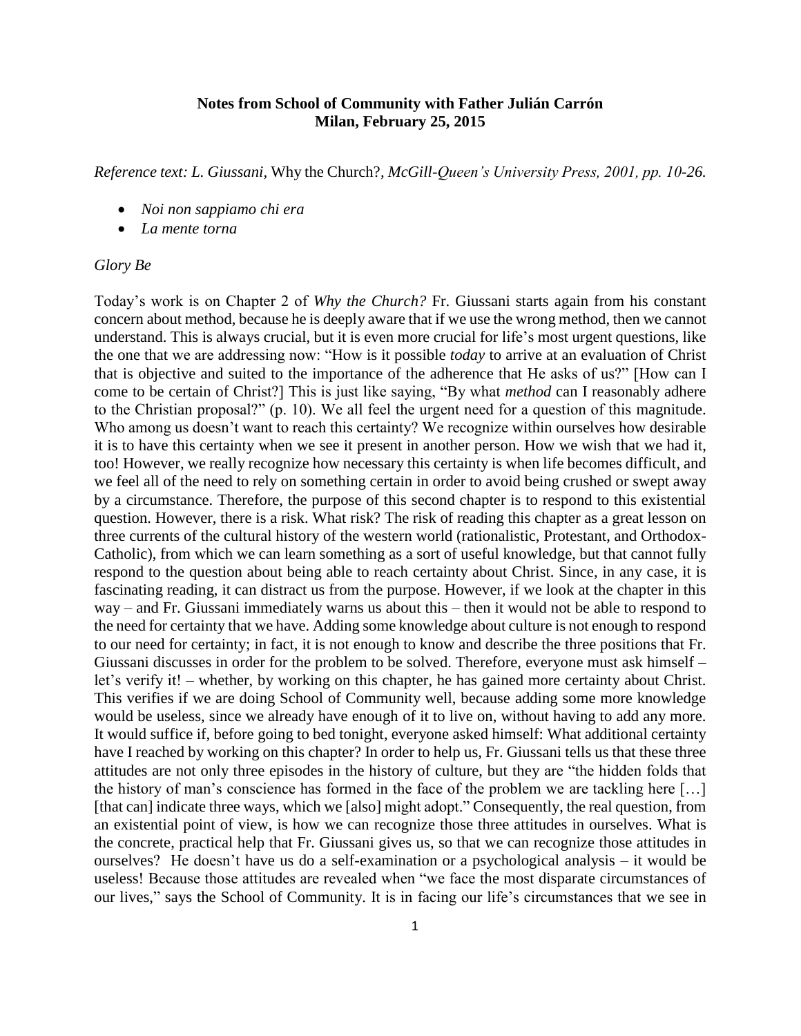**Notes from School of Community with Father Julián Carrón**
**Milan, February 25, 2015**

*Reference text: L. Giussani,* Why the Church?*, McGill-Queen's University Press, 2001, pp. 10-26.*

- *Noi non sappiamo chi era*
- *La mente torna*

*Glory Be*

Today's work is on Chapter 2 of *Why the Church?* Fr. Giussani starts again from his constant concern about method, because he is deeply aware that if we use the wrong method, then we cannot understand. This is always crucial, but it is even more crucial for life's most urgent questions, like the one that we are addressing now: "How is it possible *today* to arrive at an evaluation of Christ that is objective and suited to the importance of the adherence that He asks of us?" [How can I come to be certain of Christ?] This is just like saying, "By what *method* can I reasonably adhere to the Christian proposal?" (p. 10). We all feel the urgent need for a question of this magnitude. Who among us doesn't want to reach this certainty? We recognize within ourselves how desirable it is to have this certainty when we see it present in another person. How we wish that we had it, too! However, we really recognize how necessary this certainty is when life becomes difficult, and we feel all of the need to rely on something certain in order to avoid being crushed or swept away by a circumstance. Therefore, the purpose of this second chapter is to respond to this existential question. However, there is a risk. What risk? The risk of reading this chapter as a great lesson on three currents of the cultural history of the western world (rationalistic, Protestant, and Orthodox-Catholic), from which we can learn something as a sort of useful knowledge, but that cannot fully respond to the question about being able to reach certainty about Christ. Since, in any case, it is fascinating reading, it can distract us from the purpose. However, if we look at the chapter in this way – and Fr. Giussani immediately warns us about this – then it would not be able to respond to the need for certainty that we have. Adding some knowledge about culture is not enough to respond to our need for certainty; in fact, it is not enough to know and describe the three positions that Fr. Giussani discusses in order for the problem to be solved. Therefore, everyone must ask himself – let's verify it! – whether, by working on this chapter, he has gained more certainty about Christ. This verifies if we are doing School of Community well, because adding some more knowledge would be useless, since we already have enough of it to live on, without having to add any more. It would suffice if, before going to bed tonight, everyone asked himself: What additional certainty have I reached by working on this chapter? In order to help us, Fr. Giussani tells us that these three attitudes are not only three episodes in the history of culture, but they are "the hidden folds that the history of man's conscience has formed in the face of the problem we are tackling here […] [that can] indicate three ways, which we [also] might adopt." Consequently, the real question, from an existential point of view, is how we can recognize those three attitudes in ourselves. What is the concrete, practical help that Fr. Giussani gives us, so that we can recognize those attitudes in ourselves? He doesn't have us do a self-examination or a psychological analysis – it would be useless! Because those attitudes are revealed when "we face the most disparate circumstances of our lives," says the School of Community. It is in facing our life's circumstances that we see in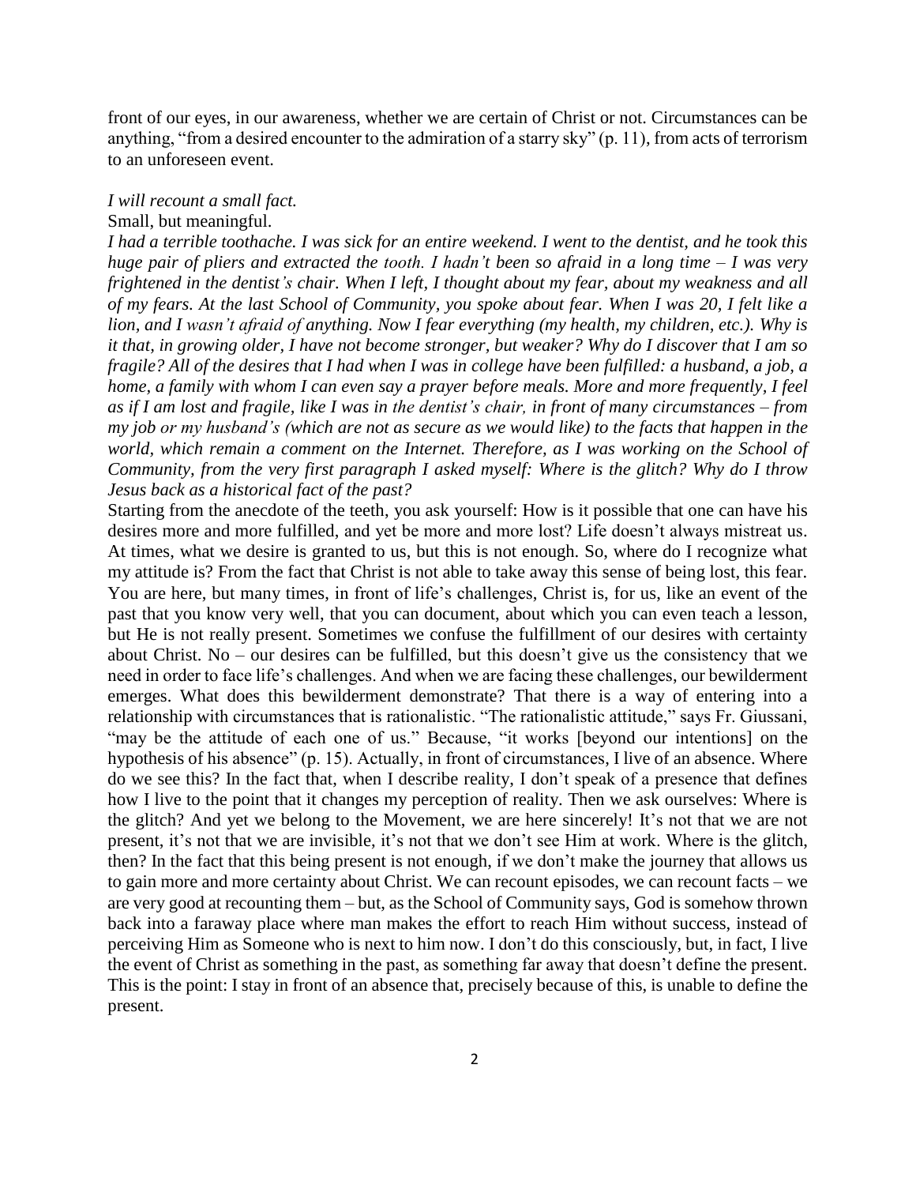front of our eyes, in our awareness, whether we are certain of Christ or not. Circumstances can be anything, "from a desired encounter to the admiration of a starry sky" (p. 11), from acts of terrorism to an unforeseen event.

*I will recount a small fact.*

Small, but meaningful.

*I had a terrible toothache. I was sick for an entire weekend. I went to the dentist, and he took this huge pair of pliers and extracted the tooth. I hadn't been so afraid in a long time – I was very frightened in the dentist's chair. When I left, I thought about my fear, about my weakness and all of my fears. At the last School of Community, you spoke about fear. When I was 20, I felt like a lion, and I wasn't afraid of anything. Now I fear everything (my health, my children, etc.). Why is it that, in growing older, I have not become stronger, but weaker? Why do I discover that I am so fragile? All of the desires that I had when I was in college have been fulfilled: a husband, a job, a home, a family with whom I can even say a prayer before meals. More and more frequently, I feel as if I am lost and fragile, like I was in the dentist's chair, in front of many circumstances – from my job or my husband's (which are not as secure as we would like) to the facts that happen in the world, which remain a comment on the Internet. Therefore, as I was working on the School of Community, from the very first paragraph I asked myself: Where is the glitch? Why do I throw Jesus back as a historical fact of the past?*

Starting from the anecdote of the teeth, you ask yourself: How is it possible that one can have his desires more and more fulfilled, and yet be more and more lost? Life doesn't always mistreat us. At times, what we desire is granted to us, but this is not enough. So, where do I recognize what my attitude is? From the fact that Christ is not able to take away this sense of being lost, this fear. You are here, but many times, in front of life's challenges, Christ is, for us, like an event of the past that you know very well, that you can document, about which you can even teach a lesson, but He is not really present. Sometimes we confuse the fulfillment of our desires with certainty about Christ. No – our desires can be fulfilled, but this doesn't give us the consistency that we need in order to face life's challenges. And when we are facing these challenges, our bewilderment emerges. What does this bewilderment demonstrate? That there is a way of entering into a relationship with circumstances that is rationalistic. "The rationalistic attitude," says Fr. Giussani, "may be the attitude of each one of us." Because, "it works [beyond our intentions] on the hypothesis of his absence" (p. 15). Actually, in front of circumstances, I live of an absence. Where do we see this? In the fact that, when I describe reality, I don't speak of a presence that defines how I live to the point that it changes my perception of reality. Then we ask ourselves: Where is the glitch? And yet we belong to the Movement, we are here sincerely! It's not that we are not present, it's not that we are invisible, it's not that we don't see Him at work. Where is the glitch, then? In the fact that this being present is not enough, if we don't make the journey that allows us to gain more and more certainty about Christ. We can recount episodes, we can recount facts – we are very good at recounting them – but, as the School of Community says, God is somehow thrown back into a faraway place where man makes the effort to reach Him without success, instead of perceiving Him as Someone who is next to him now. I don't do this consciously, but, in fact, I live the event of Christ as something in the past, as something far away that doesn't define the present. This is the point: I stay in front of an absence that, precisely because of this, is unable to define the present.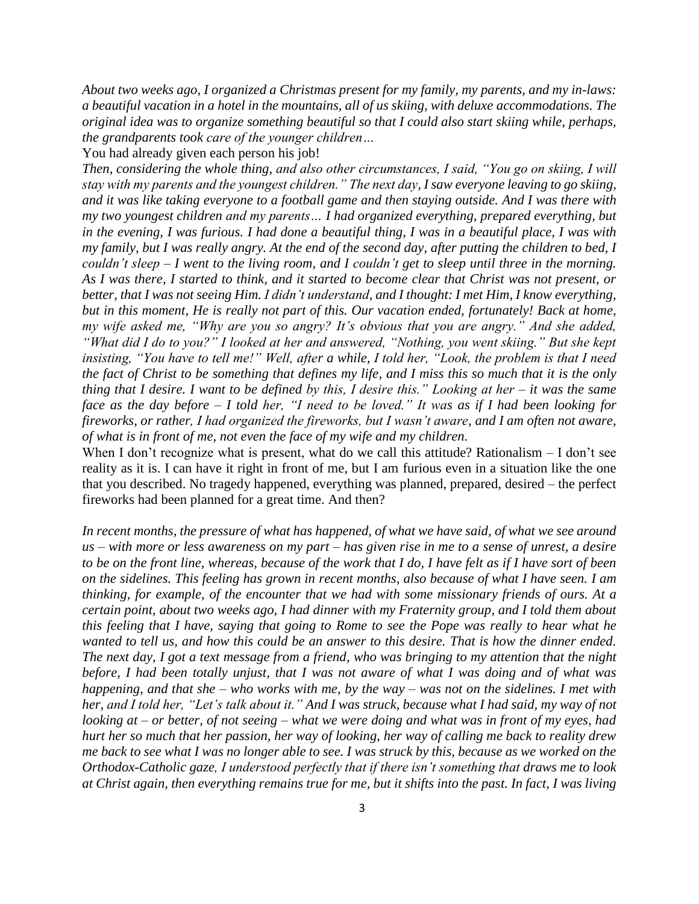*About two weeks ago, I organized a Christmas present for my family, my parents, and my in-laws: a beautiful vacation in a hotel in the mountains, all of us skiing, with deluxe accommodations. The original idea was to organize something beautiful so that I could also start skiing while, perhaps, the grandparents took care of the younger children…*

You had already given each person his job!

*Then, considering the whole thing, and also other circumstances, I said, "You go on skiing, I will stay with my parents and the youngest children." The next day, I saw everyone leaving to go skiing, and it was like taking everyone to a football game and then staying outside. And I was there with my two youngest children and my parents… I had organized everything, prepared everything, but in the evening, I was furious. I had done a beautiful thing, I was in a beautiful place, I was with my family, but I was really angry. At the end of the second day, after putting the children to bed, I couldn't sleep – I went to the living room, and I couldn't get to sleep until three in the morning. As I was there, I started to think, and it started to become clear that Christ was not present, or better, that I was not seeing Him. I didn't understand, and I thought: I met Him, I know everything, but in this moment, He is really not part of this. Our vacation ended, fortunately! Back at home, my wife asked me, "Why are you so angry? It's obvious that you are angry." And she added, "What did I do to you?" I looked at her and answered, "Nothing, you went skiing." But she kept insisting, "You have to tell me!" Well, after a while, I told her, "Look, the problem is that I need the fact of Christ to be something that defines my life, and I miss this so much that it is the only thing that I desire. I want to be defined by this, I desire this." Looking at her – it was the same face as the day before – I told her, "I need to be loved." It was as if I had been looking for fireworks, or rather, I had organized the fireworks, but I wasn't aware, and I am often not aware, of what is in front of me, not even the face of my wife and my children.*

When I don't recognize what is present, what do we call this attitude? Rationalism – I don't see reality as it is. I can have it right in front of me, but I am furious even in a situation like the one that you described. No tragedy happened, everything was planned, prepared, desired – the perfect fireworks had been planned for a great time. And then?

*In recent months, the pressure of what has happened, of what we have said, of what we see around us – with more or less awareness on my part – has given rise in me to a sense of unrest, a desire to be on the front line, whereas, because of the work that I do, I have felt as if I have sort of been on the sidelines. This feeling has grown in recent months, also because of what I have seen. I am thinking, for example, of the encounter that we had with some missionary friends of ours. At a certain point, about two weeks ago, I had dinner with my Fraternity group, and I told them about this feeling that I have, saying that going to Rome to see the Pope was really to hear what he wanted to tell us, and how this could be an answer to this desire. That is how the dinner ended. The next day, I got a text message from a friend, who was bringing to my attention that the night before, I had been totally unjust, that I was not aware of what I was doing and of what was happening, and that she – who works with me, by the way – was not on the sidelines. I met with her, and I told her, "Let's talk about it." And I was struck, because what I had said, my way of not looking at – or better, of not seeing – what we were doing and what was in front of my eyes, had hurt her so much that her passion, her way of looking, her way of calling me back to reality drew me back to see what I was no longer able to see. I was struck by this, because as we worked on the Orthodox-Catholic gaze, I understood perfectly that if there isn't something that draws me to look at Christ again, then everything remains true for me, but it shifts into the past. In fact, I was living*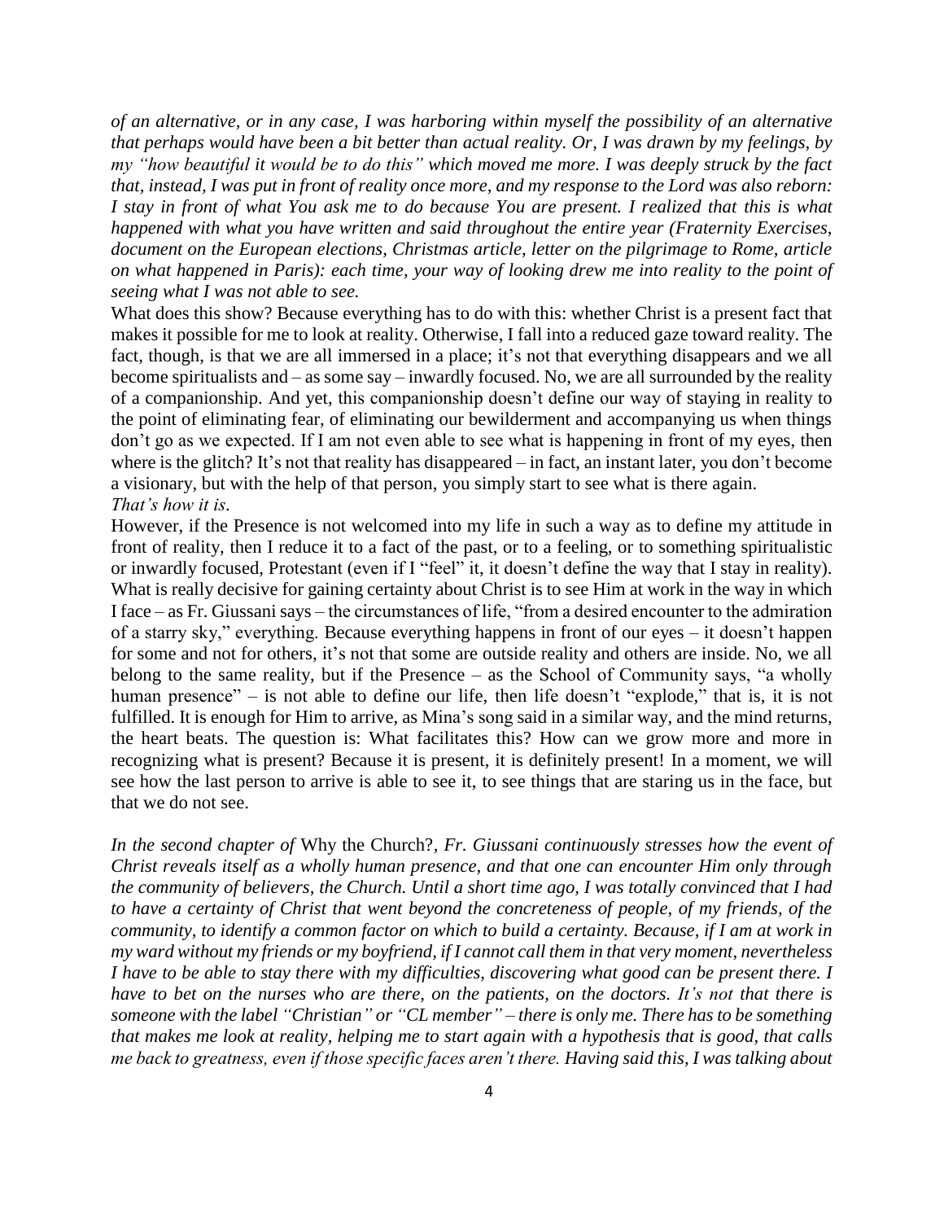*of an alternative, or in any case, I was harboring within myself the possibility of an alternative that perhaps would have been a bit better than actual reality. Or, I was drawn by my feelings, by my "how beautiful it would be to do this" which moved me more. I was deeply struck by the fact that, instead, I was put in front of reality once more, and my response to the Lord was also reborn: I stay in front of what You ask me to do because You are present. I realized that this is what happened with what you have written and said throughout the entire year (Fraternity Exercises, document on the European elections, Christmas article, letter on the pilgrimage to Rome, article on what happened in Paris): each time, your way of looking drew me into reality to the point of seeing what I was not able to see.*

What does this show? Because everything has to do with this: whether Christ is a present fact that makes it possible for me to look at reality. Otherwise, I fall into a reduced gaze toward reality. The fact, though, is that we are all immersed in a place; it's not that everything disappears and we all become spiritualists and – as some say – inwardly focused. No, we are all surrounded by the reality of a companionship. And yet, this companionship doesn't define our way of staying in reality to the point of eliminating fear, of eliminating our bewilderment and accompanying us when things don't go as we expected. If I am not even able to see what is happening in front of my eyes, then where is the glitch? It's not that reality has disappeared – in fact, an instant later, you don't become a visionary, but with the help of that person, you simply start to see what is there again.

*That's how it is.*

However, if the Presence is not welcomed into my life in such a way as to define my attitude in front of reality, then I reduce it to a fact of the past, or to a feeling, or to something spiritualistic or inwardly focused, Protestant (even if I "feel" it, it doesn't define the way that I stay in reality). What is really decisive for gaining certainty about Christ is to see Him at work in the way in which I face – as Fr. Giussani says – the circumstances of life, "from a desired encounter to the admiration of a starry sky," everything. Because everything happens in front of our eyes – it doesn't happen for some and not for others, it's not that some are outside reality and others are inside. No, we all belong to the same reality, but if the Presence – as the School of Community says, "a wholly human presence" – is not able to define our life, then life doesn't "explode," that is, it is not fulfilled. It is enough for Him to arrive, as Mina's song said in a similar way, and the mind returns, the heart beats. The question is: What facilitates this? How can we grow more and more in recognizing what is present? Because it is present, it is definitely present! In a moment, we will see how the last person to arrive is able to see it, to see things that are staring us in the face, but that we do not see.

*In the second chapter of* Why the Church?*, Fr. Giussani continuously stresses how the event of Christ reveals itself as a wholly human presence, and that one can encounter Him only through the community of believers, the Church. Until a short time ago, I was totally convinced that I had to have a certainty of Christ that went beyond the concreteness of people, of my friends, of the community, to identify a common factor on which to build a certainty. Because, if I am at work in my ward without my friends or my boyfriend, if I cannot call them in that very moment, nevertheless I have to be able to stay there with my difficulties, discovering what good can be present there. I have to bet on the nurses who are there, on the patients, on the doctors. It's not that there is someone with the label "Christian" or "CL member" – there is only me. There has to be something that makes me look at reality, helping me to start again with a hypothesis that is good, that calls me back to greatness, even if those specific faces aren't there. Having said this, I was talking about*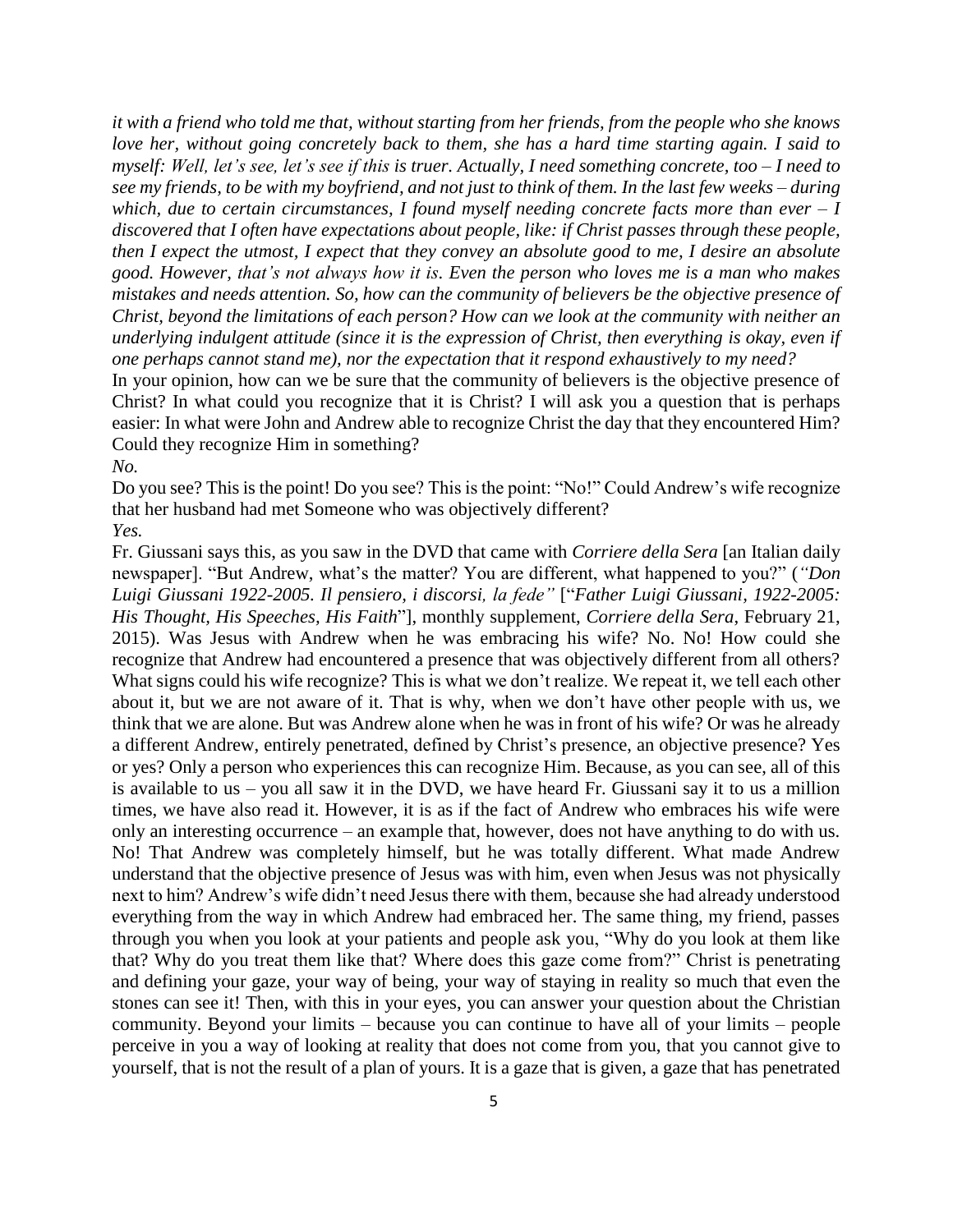*it with a friend who told me that, without starting from her friends, from the people who she knows love her, without going concretely back to them, she has a hard time starting again. I said to myself: Well, let's see, let's see if this is truer. Actually, I need something concrete, too – I need to see my friends, to be with my boyfriend, and not just to think of them. In the last few weeks – during which, due to certain circumstances, I found myself needing concrete facts more than ever – I discovered that I often have expectations about people, like: if Christ passes through these people, then I expect the utmost, I expect that they convey an absolute good to me, I desire an absolute good. However, that's not always how it is. Even the person who loves me is a man who makes mistakes and needs attention. So, how can the community of believers be the objective presence of Christ, beyond the limitations of each person? How can we look at the community with neither an underlying indulgent attitude (since it is the expression of Christ, then everything is okay, even if one perhaps cannot stand me), nor the expectation that it respond exhaustively to my need?*

In your opinion, how can we be sure that the community of believers is the objective presence of Christ? In what could you recognize that it is Christ? I will ask you a question that is perhaps easier: In what were John and Andrew able to recognize Christ the day that they encountered Him? Could they recognize Him in something?

*No.*

Do you see? This is the point! Do you see? This is the point: "No!" Could Andrew's wife recognize that her husband had met Someone who was objectively different?

*Yes.*

Fr. Giussani says this, as you saw in the DVD that came with *Corriere della Sera* [an Italian daily newspaper]. "But Andrew, what's the matter? You are different, what happened to you?" (*"Don Luigi Giussani 1922-2005. Il pensiero, i discorsi, la fede"* ["*Father Luigi Giussani, 1922-2005: His Thought, His Speeches, His Faith*"], monthly supplement, *Corriere della Sera*, February 21, 2015). Was Jesus with Andrew when he was embracing his wife? No. No! How could she recognize that Andrew had encountered a presence that was objectively different from all others? What signs could his wife recognize? This is what we don't realize. We repeat it, we tell each other about it, but we are not aware of it. That is why, when we don't have other people with us, we think that we are alone. But was Andrew alone when he was in front of his wife? Or was he already a different Andrew, entirely penetrated, defined by Christ's presence, an objective presence? Yes or yes? Only a person who experiences this can recognize Him. Because, as you can see, all of this is available to us – you all saw it in the DVD, we have heard Fr. Giussani say it to us a million times, we have also read it. However, it is as if the fact of Andrew who embraces his wife were only an interesting occurrence – an example that, however, does not have anything to do with us. No! That Andrew was completely himself, but he was totally different. What made Andrew understand that the objective presence of Jesus was with him, even when Jesus was not physically next to him? Andrew's wife didn't need Jesus there with them, because she had already understood everything from the way in which Andrew had embraced her. The same thing, my friend, passes through you when you look at your patients and people ask you, "Why do you look at them like that? Why do you treat them like that? Where does this gaze come from?" Christ is penetrating and defining your gaze, your way of being, your way of staying in reality so much that even the stones can see it! Then, with this in your eyes, you can answer your question about the Christian community. Beyond your limits – because you can continue to have all of your limits – people perceive in you a way of looking at reality that does not come from you, that you cannot give to yourself, that is not the result of a plan of yours. It is a gaze that is given, a gaze that has penetrated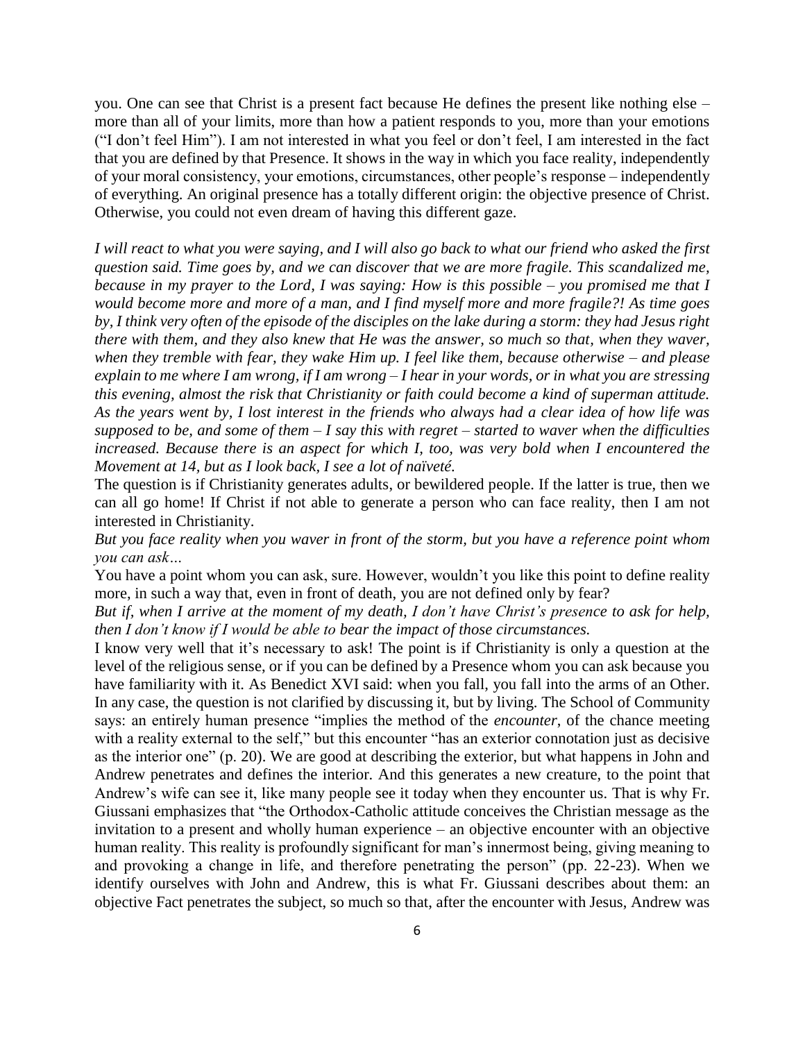you. One can see that Christ is a present fact because He defines the present like nothing else – more than all of your limits, more than how a patient responds to you, more than your emotions ("I don't feel Him"). I am not interested in what you feel or don't feel, I am interested in the fact that you are defined by that Presence. It shows in the way in which you face reality, independently of your moral consistency, your emotions, circumstances, other people's response – independently of everything. An original presence has a totally different origin: the objective presence of Christ. Otherwise, you could not even dream of having this different gaze.

*I will react to what you were saying, and I will also go back to what our friend who asked the first question said. Time goes by, and we can discover that we are more fragile. This scandalized me, because in my prayer to the Lord, I was saying: How is this possible – you promised me that I would become more and more of a man, and I find myself more and more fragile?! As time goes by, I think very often of the episode of the disciples on the lake during a storm: they had Jesus right there with them, and they also knew that He was the answer, so much so that, when they waver, when they tremble with fear, they wake Him up. I feel like them, because otherwise – and please explain to me where I am wrong, if I am wrong – I hear in your words, or in what you are stressing this evening, almost the risk that Christianity or faith could become a kind of superman attitude. As the years went by, I lost interest in the friends who always had a clear idea of how life was supposed to be, and some of them – I say this with regret – started to waver when the difficulties increased. Because there is an aspect for which I, too, was very bold when I encountered the Movement at 14, but as I look back, I see a lot of naïveté.*

The question is if Christianity generates adults, or bewildered people. If the latter is true, then we can all go home! If Christ if not able to generate a person who can face reality, then I am not interested in Christianity.

*But you face reality when you waver in front of the storm, but you have a reference point whom you can ask…*

You have a point whom you can ask, sure. However, wouldn't you like this point to define reality more, in such a way that, even in front of death, you are not defined only by fear?

*But if, when I arrive at the moment of my death, I don't have Christ's presence to ask for help, then I don't know if I would be able to bear the impact of those circumstances.*

I know very well that it's necessary to ask! The point is if Christianity is only a question at the level of the religious sense, or if you can be defined by a Presence whom you can ask because you have familiarity with it. As Benedict XVI said: when you fall, you fall into the arms of an Other. In any case, the question is not clarified by discussing it, but by living. The School of Community says: an entirely human presence "implies the method of the *encounter*, of the chance meeting with a reality external to the self," but this encounter "has an exterior connotation just as decisive as the interior one" (p. 20). We are good at describing the exterior, but what happens in John and Andrew penetrates and defines the interior. And this generates a new creature, to the point that Andrew's wife can see it, like many people see it today when they encounter us. That is why Fr. Giussani emphasizes that "the Orthodox-Catholic attitude conceives the Christian message as the invitation to a present and wholly human experience – an objective encounter with an objective human reality. This reality is profoundly significant for man's innermost being, giving meaning to and provoking a change in life, and therefore penetrating the person" (pp. 22-23). When we identify ourselves with John and Andrew, this is what Fr. Giussani describes about them: an objective Fact penetrates the subject, so much so that, after the encounter with Jesus, Andrew was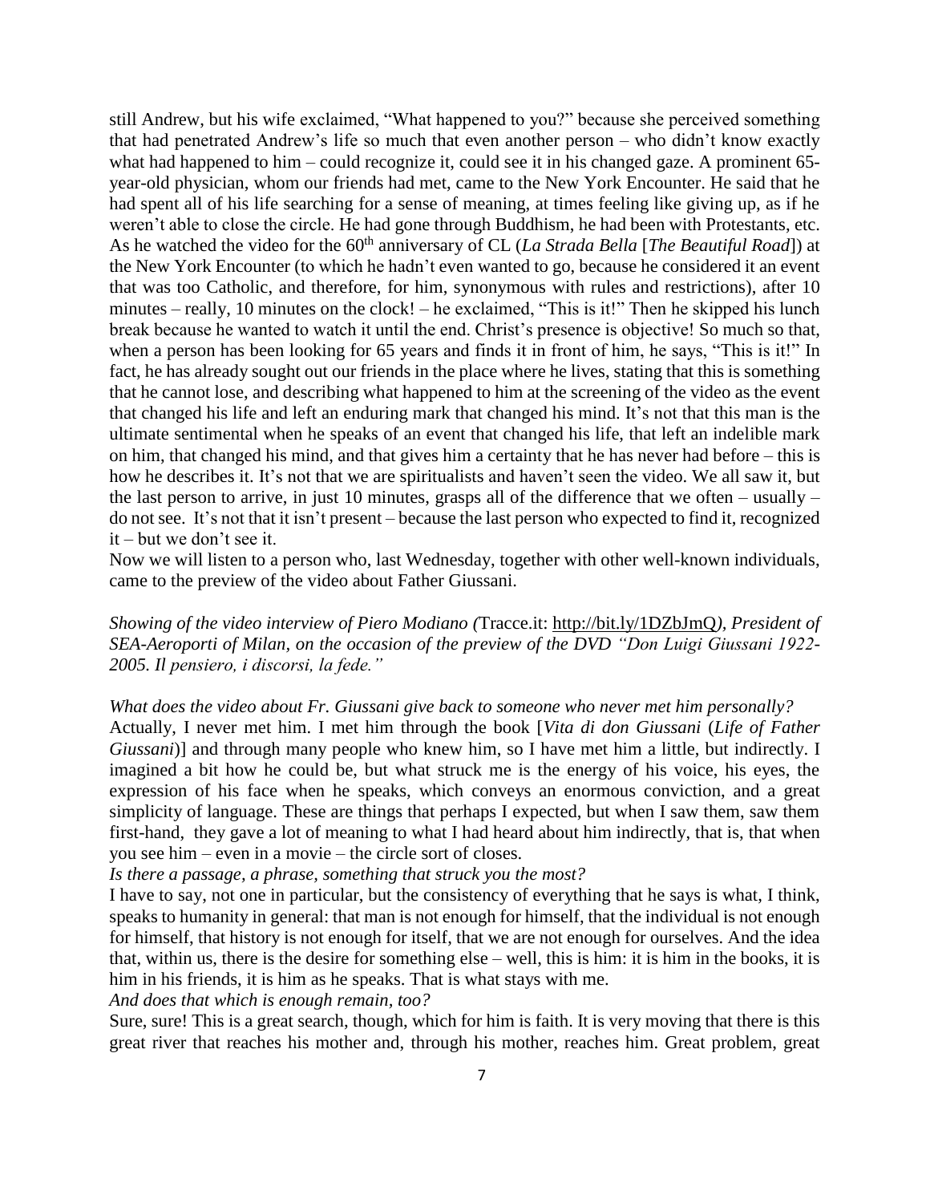still Andrew, but his wife exclaimed, "What happened to you?" because she perceived something that had penetrated Andrew's life so much that even another person – who didn't know exactly what had happened to him – could recognize it, could see it in his changed gaze. A prominent 65-year-old physician, whom our friends had met, came to the New York Encounter. He said that he had spent all of his life searching for a sense of meaning, at times feeling like giving up, as if he weren't able to close the circle. He had gone through Buddhism, he had been with Protestants, etc. As he watched the video for the 60th anniversary of CL (*La Strada Bella* [*The Beautiful Road*]) at the New York Encounter (to which he hadn't even wanted to go, because he considered it an event that was too Catholic, and therefore, for him, synonymous with rules and restrictions), after 10 minutes – really, 10 minutes on the clock! – he exclaimed, "This is it!" Then he skipped his lunch break because he wanted to watch it until the end. Christ's presence is objective! So much so that, when a person has been looking for 65 years and finds it in front of him, he says, "This is it!" In fact, he has already sought out our friends in the place where he lives, stating that this is something that he cannot lose, and describing what happened to him at the screening of the video as the event that changed his life and left an enduring mark that changed his mind. It's not that this man is the ultimate sentimental when he speaks of an event that changed his life, that left an indelible mark on him, that changed his mind, and that gives him a certainty that he has never had before – this is how he describes it. It's not that we are spiritualists and haven't seen the video. We all saw it, but the last person to arrive, in just 10 minutes, grasps all of the difference that we often – usually – do not see. It's not that it isn't present – because the last person who expected to find it, recognized it – but we don't see it.

Now we will listen to a person who, last Wednesday, together with other well-known individuals, came to the preview of the video about Father Giussani.

*Showing of the video interview of Piero Modiano (*Tracce.it: http://bit.ly/1DZbJmQ*), President of SEA-Aeroporti of Milan, on the occasion of the preview of the DVD "Don Luigi Giussani 1922-2005. Il pensiero, i discorsi, la fede."*

*What does the video about Fr. Giussani give back to someone who never met him personally?*

Actually, I never met him. I met him through the book [*Vita di don Giussani* (*Life of Father Giussani*)] and through many people who knew him, so I have met him a little, but indirectly. I imagined a bit how he could be, but what struck me is the energy of his voice, his eyes, the expression of his face when he speaks, which conveys an enormous conviction, and a great simplicity of language. These are things that perhaps I expected, but when I saw them, saw them first-hand, they gave a lot of meaning to what I had heard about him indirectly, that is, that when you see him – even in a movie – the circle sort of closes.

*Is there a passage, a phrase, something that struck you the most?*

I have to say, not one in particular, but the consistency of everything that he says is what, I think, speaks to humanity in general: that man is not enough for himself, that the individual is not enough for himself, that history is not enough for itself, that we are not enough for ourselves. And the idea that, within us, there is the desire for something else – well, this is him: it is him in the books, it is him in his friends, it is him as he speaks. That is what stays with me.

*And does that which is enough remain, too?*

Sure, sure! This is a great search, though, which for him is faith. It is very moving that there is this great river that reaches his mother and, through his mother, reaches him. Great problem, great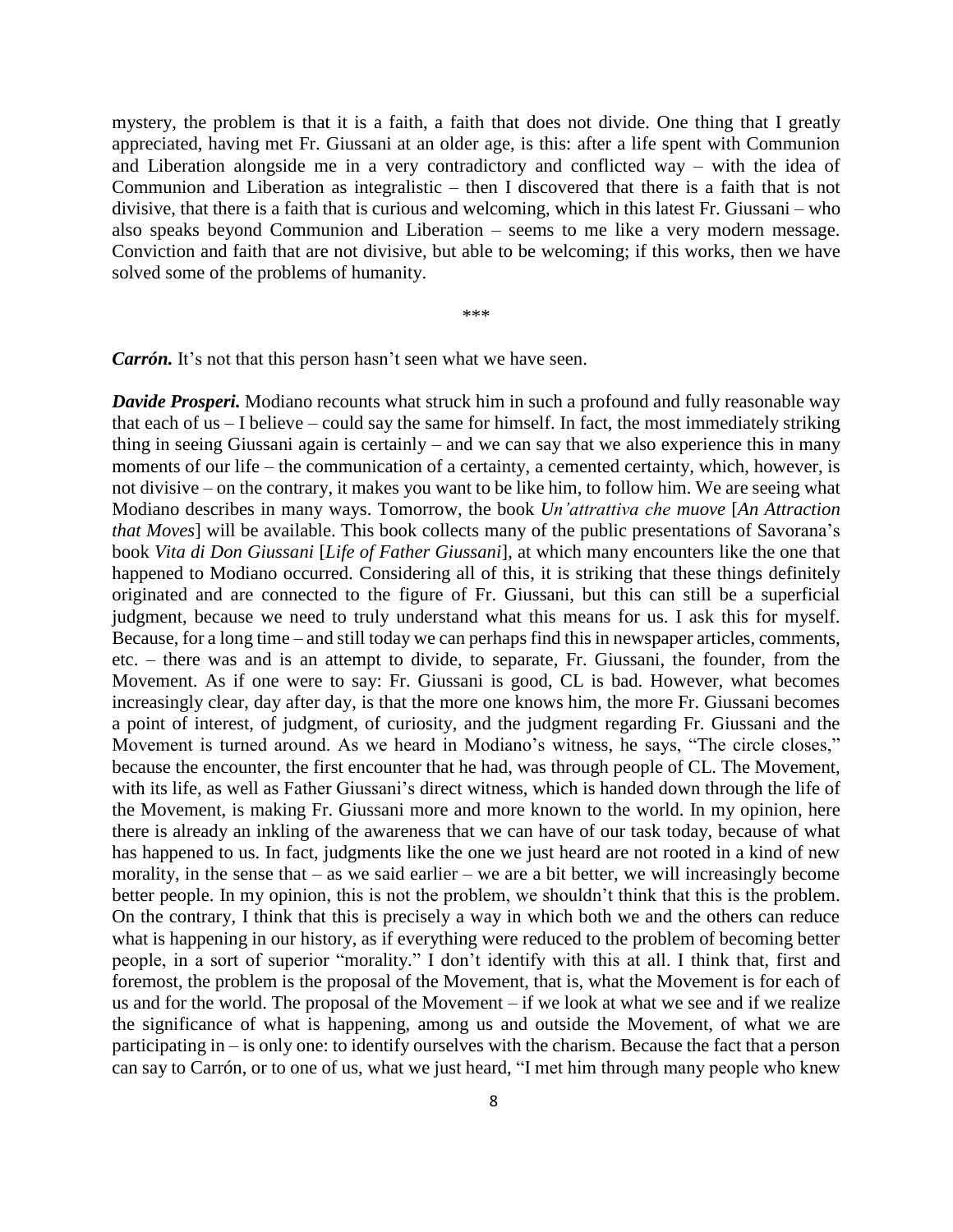mystery, the problem is that it is a faith, a faith that does not divide. One thing that I greatly appreciated, having met Fr. Giussani at an older age, is this: after a life spent with Communion and Liberation alongside me in a very contradictory and conflicted way – with the idea of Communion and Liberation as integralistic – then I discovered that there is a faith that is not divisive, that there is a faith that is curious and welcoming, which in this latest Fr. Giussani – who also speaks beyond Communion and Liberation – seems to me like a very modern message. Conviction and faith that are not divisive, but able to be welcoming; if this works, then we have solved some of the problems of humanity.

\*\*\*

***Carrón.*** It's not that this person hasn't seen what we have seen.

***Davide Prosperi.*** Modiano recounts what struck him in such a profound and fully reasonable way that each of us – I believe – could say the same for himself. In fact, the most immediately striking thing in seeing Giussani again is certainly – and we can say that we also experience this in many moments of our life – the communication of a certainty, a cemented certainty, which, however, is not divisive – on the contrary, it makes you want to be like him, to follow him. We are seeing what Modiano describes in many ways. Tomorrow, the book *Un'attrattiva che muove* [*An Attraction that Moves*] will be available. This book collects many of the public presentations of Savorana's book *Vita di Don Giussani* [*Life of Father Giussani*], at which many encounters like the one that happened to Modiano occurred. Considering all of this, it is striking that these things definitely originated and are connected to the figure of Fr. Giussani, but this can still be a superficial judgment, because we need to truly understand what this means for us. I ask this for myself. Because, for a long time – and still today we can perhaps find this in newspaper articles, comments, etc. – there was and is an attempt to divide, to separate, Fr. Giussani, the founder, from the Movement. As if one were to say: Fr. Giussani is good, CL is bad. However, what becomes increasingly clear, day after day, is that the more one knows him, the more Fr. Giussani becomes a point of interest, of judgment, of curiosity, and the judgment regarding Fr. Giussani and the Movement is turned around. As we heard in Modiano's witness, he says, "The circle closes," because the encounter, the first encounter that he had, was through people of CL. The Movement, with its life, as well as Father Giussani's direct witness, which is handed down through the life of the Movement, is making Fr. Giussani more and more known to the world. In my opinion, here there is already an inkling of the awareness that we can have of our task today, because of what has happened to us. In fact, judgments like the one we just heard are not rooted in a kind of new morality, in the sense that – as we said earlier – we are a bit better, we will increasingly become better people. In my opinion, this is not the problem, we shouldn't think that this is the problem. On the contrary, I think that this is precisely a way in which both we and the others can reduce what is happening in our history, as if everything were reduced to the problem of becoming better people, in a sort of superior "morality." I don't identify with this at all. I think that, first and foremost, the problem is the proposal of the Movement, that is, what the Movement is for each of us and for the world. The proposal of the Movement – if we look at what we see and if we realize the significance of what is happening, among us and outside the Movement, of what we are participating in – is only one: to identify ourselves with the charism. Because the fact that a person can say to Carrón, or to one of us, what we just heard, "I met him through many people who knew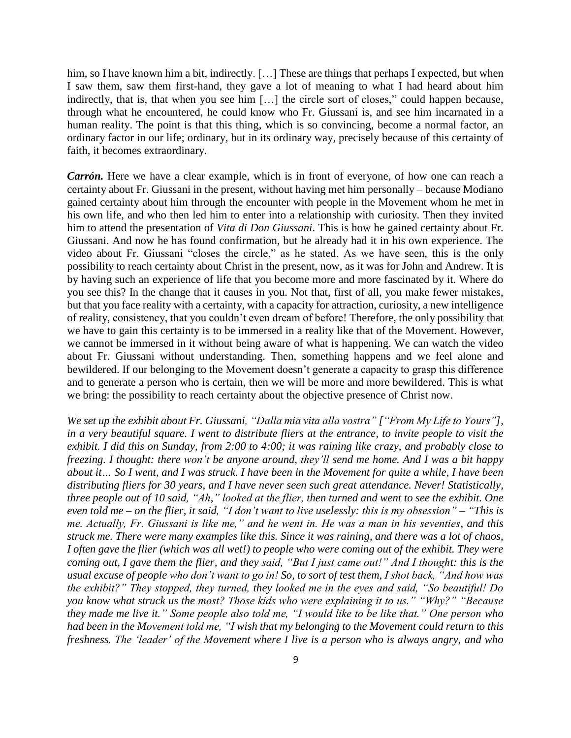him, so I have known him a bit, indirectly. […] These are things that perhaps I expected, but when I saw them, saw them first-hand, they gave a lot of meaning to what I had heard about him indirectly, that is, that when you see him […] the circle sort of closes," could happen because, through what he encountered, he could know who Fr. Giussani is, and see him incarnated in a human reality. The point is that this thing, which is so convincing, become a normal factor, an ordinary factor in our life; ordinary, but in its ordinary way, precisely because of this certainty of faith, it becomes extraordinary.

***Carrón.*** Here we have a clear example, which is in front of everyone, of how one can reach a certainty about Fr. Giussani in the present, without having met him personally – because Modiano gained certainty about him through the encounter with people in the Movement whom he met in his own life, and who then led him to enter into a relationship with curiosity. Then they invited him to attend the presentation of *Vita di Don Giussani*. This is how he gained certainty about Fr. Giussani. And now he has found confirmation, but he already had it in his own experience. The video about Fr. Giussani "closes the circle," as he stated. As we have seen, this is the only possibility to reach certainty about Christ in the present, now, as it was for John and Andrew. It is by having such an experience of life that you become more and more fascinated by it. Where do you see this? In the change that it causes in you. Not that, first of all, you make fewer mistakes, but that you face reality with a certainty, with a capacity for attraction, curiosity, a new intelligence of reality, consistency, that you couldn't even dream of before! Therefore, the only possibility that we have to gain this certainty is to be immersed in a reality like that of the Movement. However, we cannot be immersed in it without being aware of what is happening. We can watch the video about Fr. Giussani without understanding. Then, something happens and we feel alone and bewildered. If our belonging to the Movement doesn't generate a capacity to grasp this difference and to generate a person who is certain, then we will be more and more bewildered. This is what we bring: the possibility to reach certainty about the objective presence of Christ now.

*We set up the exhibit about Fr. Giussani, "Dalla mia vita alla vostra" ["From My Life to Yours"], in a very beautiful square. I went to distribute fliers at the entrance, to invite people to visit the exhibit. I did this on Sunday, from 2:00 to 4:00; it was raining like crazy, and probably close to freezing. I thought: there won't be anyone around, they'll send me home. And I was a bit happy about it… So I went, and I was struck. I have been in the Movement for quite a while, I have been distributing fliers for 30 years, and I have never seen such great attendance. Never! Statistically, three people out of 10 said, "Ah," looked at the flier, then turned and went to see the exhibit. One even told me – on the flier, it said, "I don't want to live uselessly: this is my obsession" – "This is me. Actually, Fr. Giussani is like me," and he went in. He was a man in his seventies, and this struck me. There were many examples like this. Since it was raining, and there was a lot of chaos, I often gave the flier (which was all wet!) to people who were coming out of the exhibit. They were coming out, I gave them the flier, and they said, "But I just came out!" And I thought: this is the usual excuse of people who don't want to go in! So, to sort of test them, I shot back, "And how was the exhibit?" They stopped, they turned, they looked me in the eyes and said, "So beautiful! Do you know what struck us the most? Those kids who were explaining it to us." "Why?" "Because they made me live it." Some people also told me, "I would like to be like that." One person who had been in the Movement told me, "I wish that my belonging to the Movement could return to this freshness. The 'leader' of the Movement where I live is a person who is always angry, and who*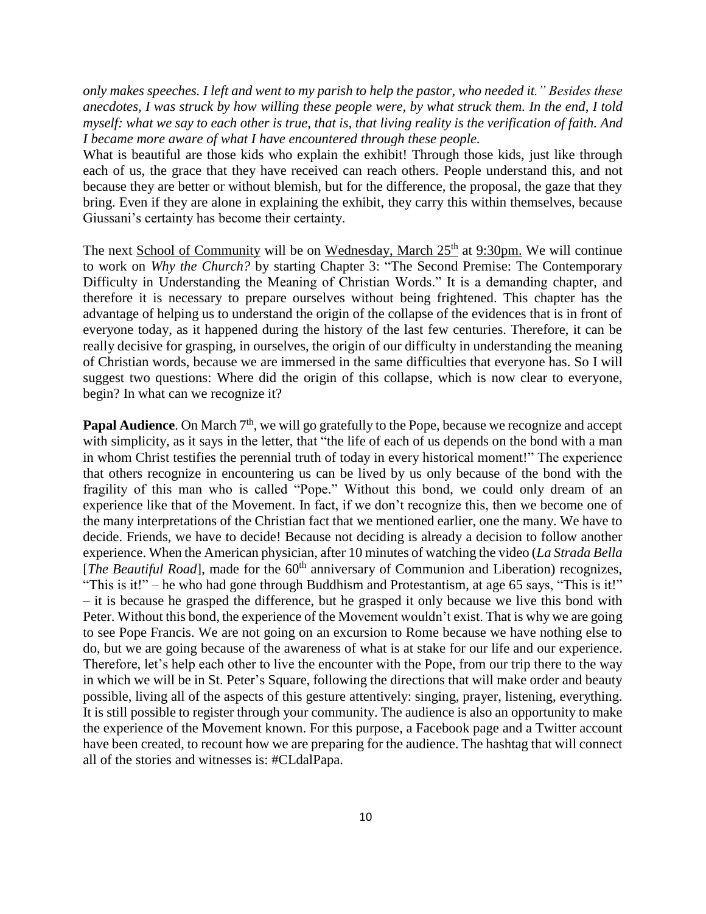*only makes speeches. I left and went to my parish to help the pastor, who needed it." Besides these anecdotes, I was struck by how willing these people were, by what struck them. In the end, I told myself: what we say to each other is true, that is, that living reality is the verification of faith. And I became more aware of what I have encountered through these people.*

What is beautiful are those kids who explain the exhibit! Through those kids, just like through each of us, the grace that they have received can reach others. People understand this, and not because they are better or without blemish, but for the difference, the proposal, the gaze that they bring. Even if they are alone in explaining the exhibit, they carry this within themselves, because Giussani's certainty has become their certainty.

The next School of Community will be on Wednesday, March 25th at 9:30pm. We will continue to work on *Why the Church?* by starting Chapter 3: "The Second Premise: The Contemporary Difficulty in Understanding the Meaning of Christian Words." It is a demanding chapter, and therefore it is necessary to prepare ourselves without being frightened. This chapter has the advantage of helping us to understand the origin of the collapse of the evidences that is in front of everyone today, as it happened during the history of the last few centuries. Therefore, it can be really decisive for grasping, in ourselves, the origin of our difficulty in understanding the meaning of Christian words, because we are immersed in the same difficulties that everyone has. So I will suggest two questions: Where did the origin of this collapse, which is now clear to everyone, begin? In what can we recognize it?

**Papal Audience**. On March 7th, we will go gratefully to the Pope, because we recognize and accept with simplicity, as it says in the letter, that "the life of each of us depends on the bond with a man in whom Christ testifies the perennial truth of today in every historical moment!" The experience that others recognize in encountering us can be lived by us only because of the bond with the fragility of this man who is called "Pope." Without this bond, we could only dream of an experience like that of the Movement. In fact, if we don't recognize this, then we become one of the many interpretations of the Christian fact that we mentioned earlier, one the many. We have to decide. Friends, we have to decide! Because not deciding is already a decision to follow another experience. When the American physician, after 10 minutes of watching the video (*La Strada Bella* [*The Beautiful Road*], made for the 60th anniversary of Communion and Liberation) recognizes, "This is it!" – he who had gone through Buddhism and Protestantism, at age 65 says, "This is it!" – it is because he grasped the difference, but he grasped it only because we live this bond with Peter. Without this bond, the experience of the Movement wouldn't exist. That is why we are going to see Pope Francis. We are not going on an excursion to Rome because we have nothing else to do, but we are going because of the awareness of what is at stake for our life and our experience. Therefore, let's help each other to live the encounter with the Pope, from our trip there to the way in which we will be in St. Peter's Square, following the directions that will make order and beauty possible, living all of the aspects of this gesture attentively: singing, prayer, listening, everything. It is still possible to register through your community. The audience is also an opportunity to make the experience of the Movement known. For this purpose, a Facebook page and a Twitter account have been created, to recount how we are preparing for the audience. The hashtag that will connect all of the stories and witnesses is: #CLdalPapa.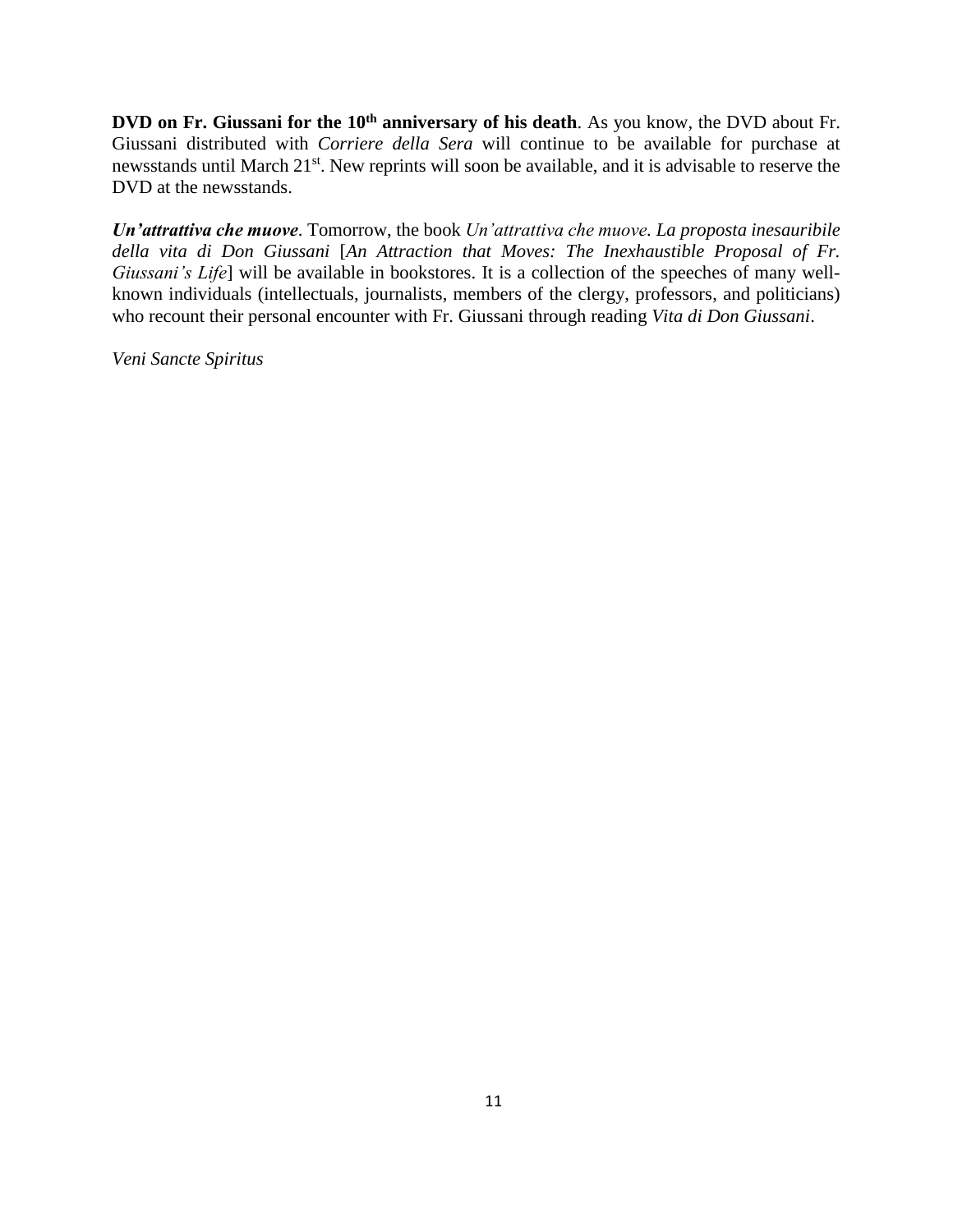**DVD on Fr. Giussani for the 10th anniversary of his death**. As you know, the DVD about Fr. Giussani distributed with *Corriere della Sera* will continue to be available for purchase at newsstands until March 21st. New reprints will soon be available, and it is advisable to reserve the DVD at the newsstands.

***Un'attrattiva che muove***. Tomorrow, the book *Un'attrattiva che muove. La proposta inesauribile della vita di Don Giussani* [*An Attraction that Moves: The Inexhaustible Proposal of Fr. Giussani's Life*] will be available in bookstores. It is a collection of the speeches of many well-known individuals (intellectuals, journalists, members of the clergy, professors, and politicians) who recount their personal encounter with Fr. Giussani through reading *Vita di Don Giussani*.

*Veni Sancte Spiritus*